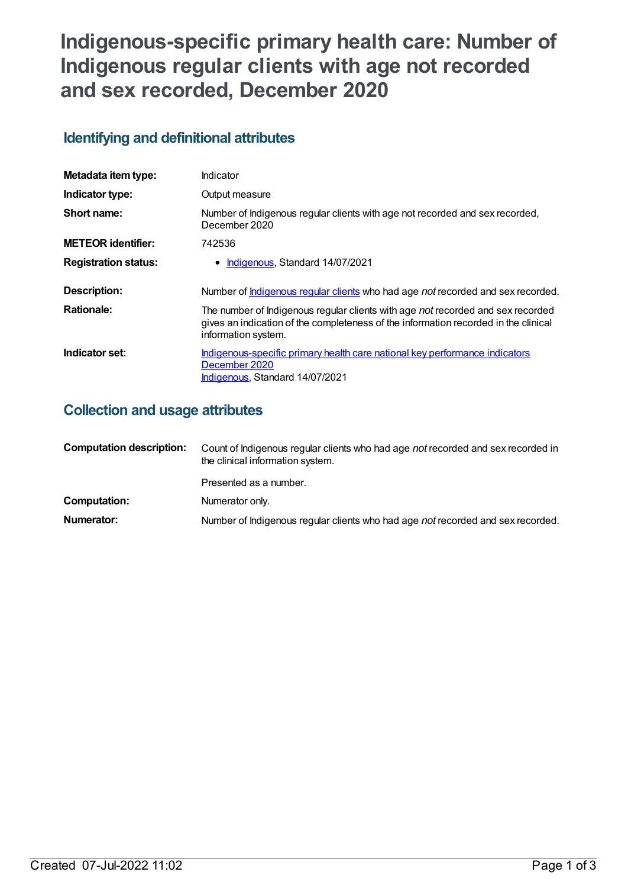# Indigenous-specific primary health care: Number of Indigenous regular clients with age not recorded and sex recorded, December 2020

## Identifying and definitional attributes

| | |
|---|---|
| **Metadata item type:** | Indicator |
| **Indicator type:** | Output measure |
| **Short name:** | Number of Indigenous regular clients with age not recorded and sex recorded, December 2020 |
| **METEOR identifier:** | 742536 |
| **Registration status:** | • Indigenous, Standard 14/07/2021 |
| **Description:** | Number of Indigenous regular clients who had age *not* recorded and sex recorded. |
| **Rationale:** | The number of Indigenous regular clients with age *not* recorded and sex recorded gives an indication of the completeness of the information recorded in the clinical information system. |
| **Indicator set:** | Indigenous-specific primary health care national key performance indicators December 2020<br>Indigenous, Standard 14/07/2021 |

## Collection and usage attributes

| | |
|---|---|
| **Computation description:** | Count of Indigenous regular clients who had age *not* recorded and sex recorded in the clinical information system.<br><br>Presented as a number. |
| **Computation:** | Numerator only. |
| **Numerator:** | Number of Indigenous regular clients who had age *not* recorded and sex recorded. |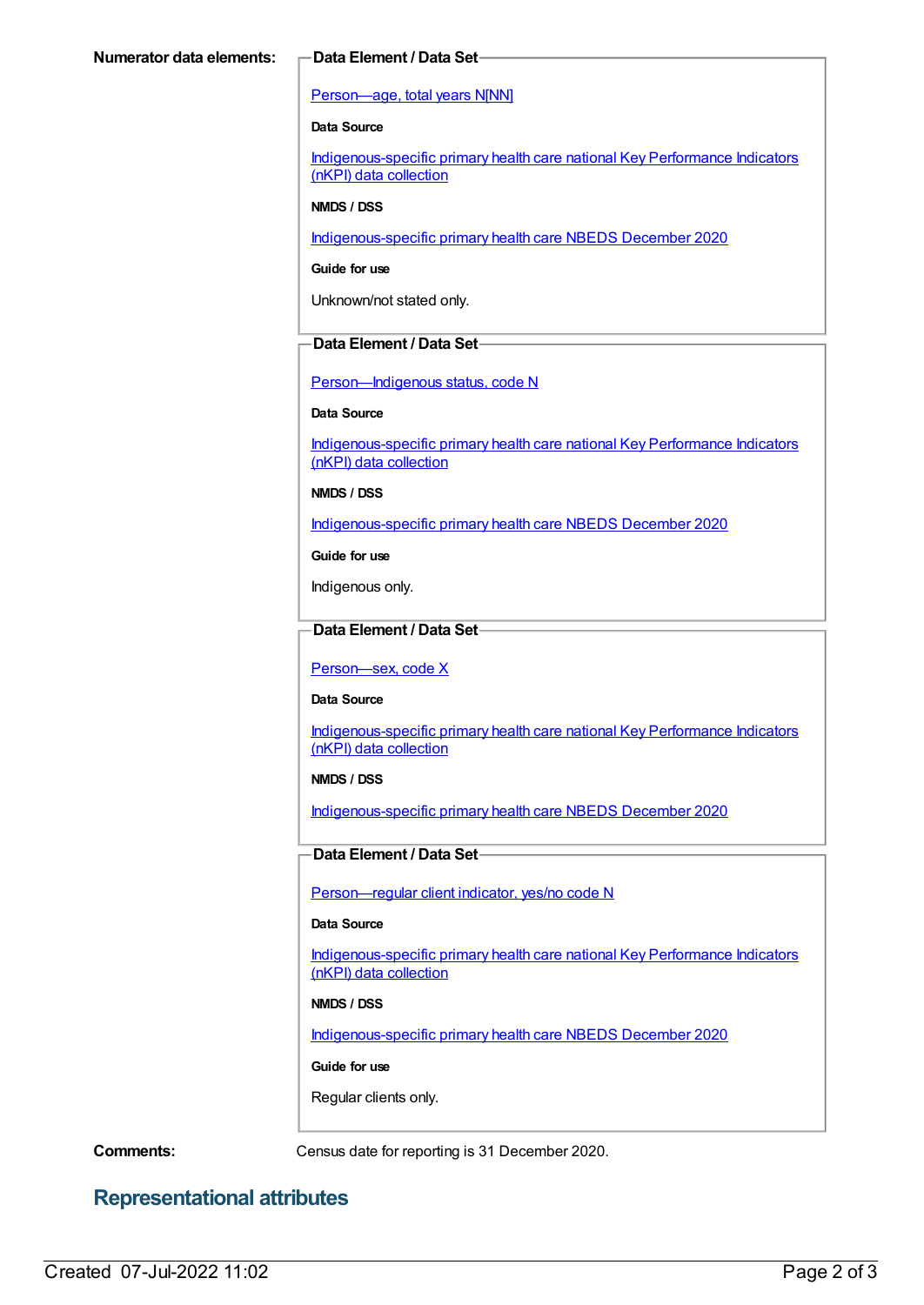**Numerator data elements:**

**Data Element / Data Set**

Person—age, total years N[NN]

**Data Source**

Indigenous-specific primary health care national Key Performance Indicators (nKPI) data collection

**NMDS / DSS**

Indigenous-specific primary health care NBEDS December 2020

**Guide for use**

Unknown/not stated only.

**Data Element / Data Set**

Person—Indigenous status, code N

**Data Source**

Indigenous-specific primary health care national Key Performance Indicators (nKPI) data collection

**NMDS / DSS**

Indigenous-specific primary health care NBEDS December 2020

**Guide for use**

Indigenous only.

**Data Element / Data Set**

Person—sex, code X

**Data Source**

Indigenous-specific primary health care national Key Performance Indicators (nKPI) data collection

**NMDS / DSS**

Indigenous-specific primary health care NBEDS December 2020

**Data Element / Data Set**

Person—regular client indicator, yes/no code N

**Data Source**

Indigenous-specific primary health care national Key Performance Indicators (nKPI) data collection

**NMDS / DSS**

Indigenous-specific primary health care NBEDS December 2020

**Guide for use**

Regular clients only.

**Comments:** Census date for reporting is 31 December 2020.

## Representational attributes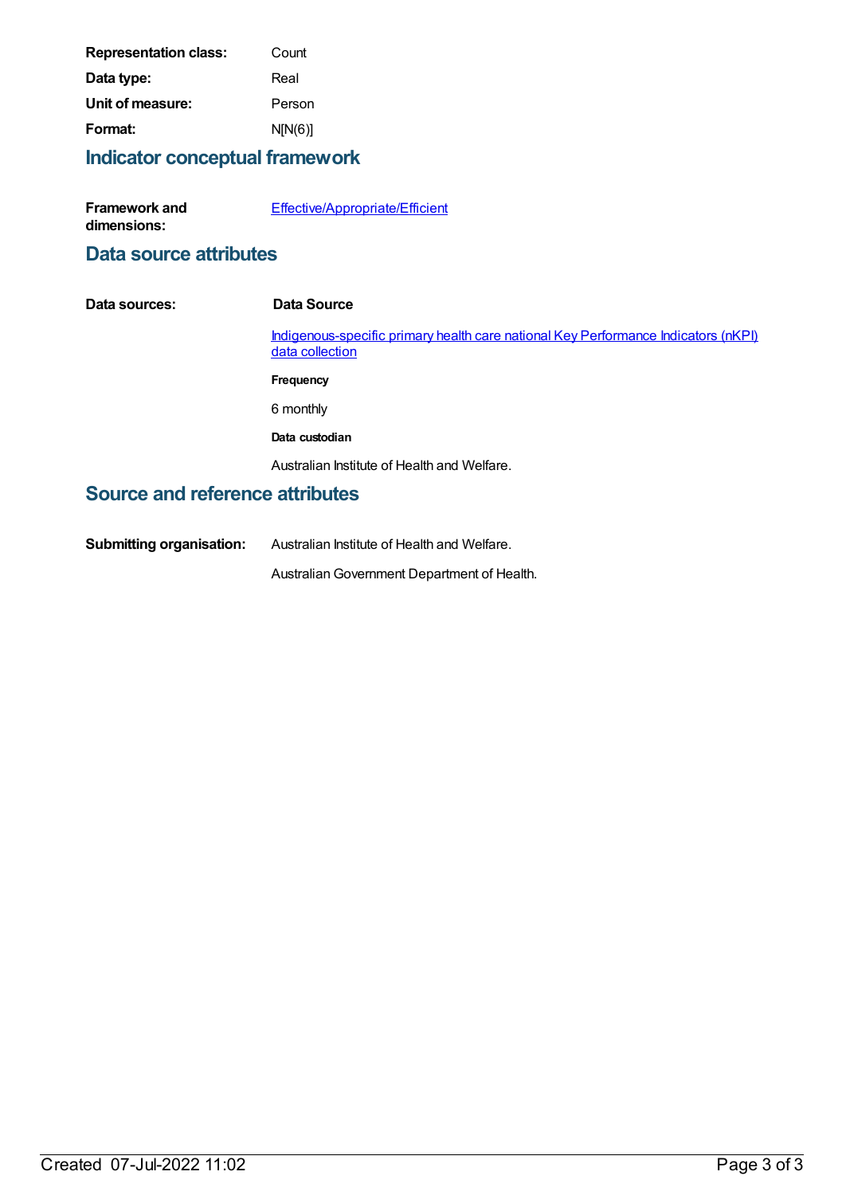**Representation class:** Count

**Data type:** Real

**Unit of measure:** Person

**Format:** N[N(6)]

## Indicator conceptual framework

**Framework and dimensions:** Effective/Appropriate/Efficient

## Data source attributes

**Data sources:**

**Data Source**

Indigenous-specific primary health care national Key Performance Indicators (nKPI) data collection

**Frequency**

6 monthly

**Data custodian**

Australian Institute of Health and Welfare.

## Source and reference attributes

**Submitting organisation:** Australian Institute of Health and Welfare.

Australian Government Department of Health.